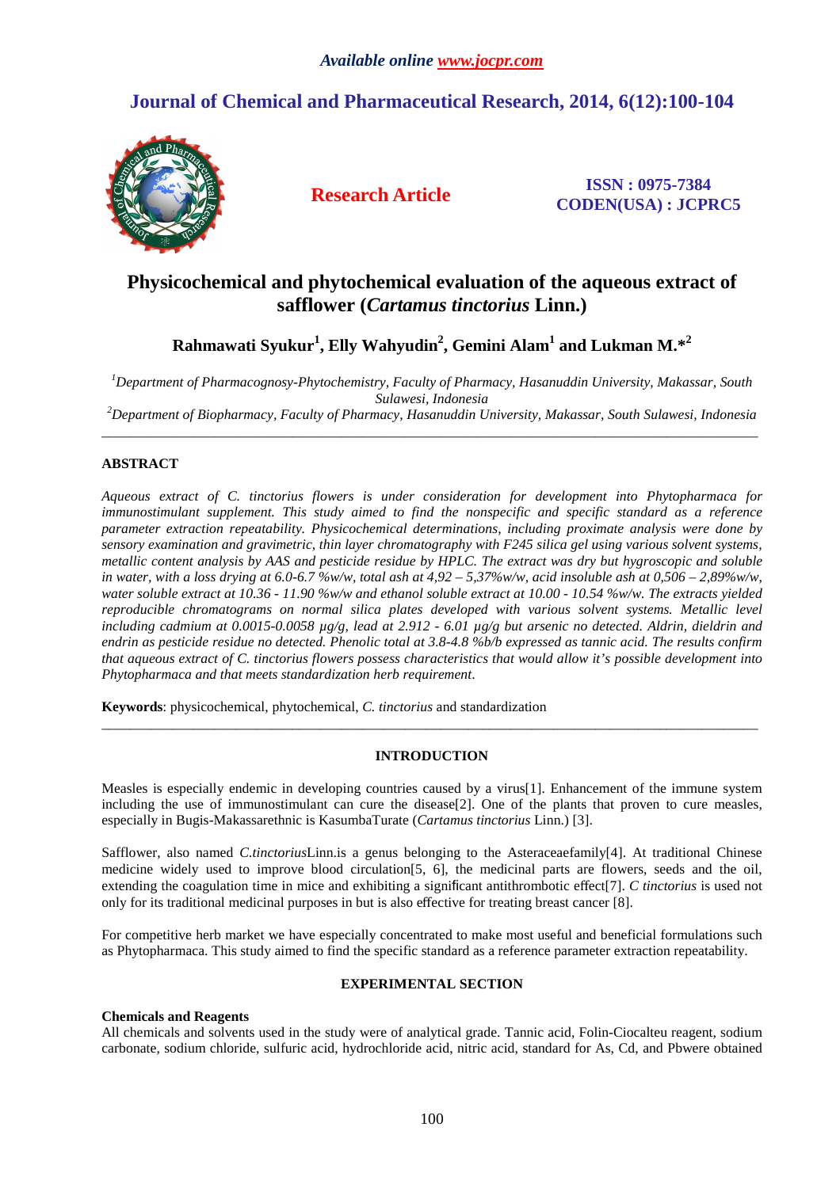# Physicochemical and phytochemical evaluation of the aqueous extract of safflower (*Cartamus tinctorius* Linn.)

**Rahmawati Syukur[1], Elly Wahyudin[2], Gemini Alam[1] and Lukman M.*[2]**

[1]*Department of Pharmacognosy-Phytochemistry, Faculty of Pharmacy, Hasanuddin University, Makassar, South Sulawesi, Indonesia*

[2]*Department of Biopharmacy, Faculty of Pharmacy, Hasanuddin University, Makassar, South Sulawesi, Indonesia*

---

## ABSTRACT

*Aqueous extract of C. tinctorius flowers is under consideration for development into Phytopharmaca for immunostimulant supplement. This study aimed to find the nonspecific and specific standard as a reference parameter extraction repeatability. Physicochemical determinations, including proximate analysis were done by sensory examination and gravimetric, thin layer chromatography with F245 silica gel using various solvent systems, metallic content analysis by AAS and pesticide residue by HPLC. The extract was dry but hygroscopic and soluble in water, with a loss drying at 6.0-6.7 %w/w, total ash at 4,92 – 5,37%w/w, acid insoluble ash at 0,506 – 2,89%w/w, water soluble extract at 10.36 - 11.90 %w/w and ethanol soluble extract at 10.00 - 10.54 %w/w. The extracts yielded reproducible chromatograms on normal silica plates developed with various solvent systems. Metallic level including cadmium at 0.0015-0.0058 µg/g, lead at 2.912 - 6.01 µg/g but arsenic no detected. Aldrin, dieldrin and endrin as pesticide residue no detected. Phenolic total at 3.8-4.8 %b/b expressed as tannic acid. The results confirm that aqueous extract of C. tinctorius flowers possess characteristics that would allow it's possible development into Phytopharmaca and that meets standardization herb requirement.*

**Keywords**: physicochemical, phytochemical, *C. tinctorius* and standardization

---

## INTRODUCTION

Measles is especially endemic in developing countries caused by a virus[1]. Enhancement of the immune system including the use of immunostimulant can cure the disease[2]. One of the plants that proven to cure measles, especially in Bugis-Makassarethnic is KasumbaTurate (*Cartamus tinctorius* Linn.) [3].

Safflower, also named *C.tinctorius*Linn.is a genus belonging to the Asteraceaefamily[4]. At traditional Chinese medicine widely used to improve blood circulation[5, 6], the medicinal parts are flowers, seeds and the oil, extending the coagulation time in mice and exhibiting a significant antithrombotic effect[7]. *C tinctorius* is used not only for its traditional medicinal purposes in but is also effective for treating breast cancer [8].

For competitive herb market we have especially concentrated to make most useful and beneficial formulations such as Phytopharmaca. This study aimed to find the specific standard as a reference parameter extraction repeatability.

## EXPERIMENTAL SECTION

### Chemicals and Reagents

All chemicals and solvents used in the study were of analytical grade. Tannic acid, Folin-Ciocalteu reagent, sodium carbonate, sodium chloride, sulfuric acid, hydrochloride acid, nitric acid, standard for As, Cd, and Pbwere obtained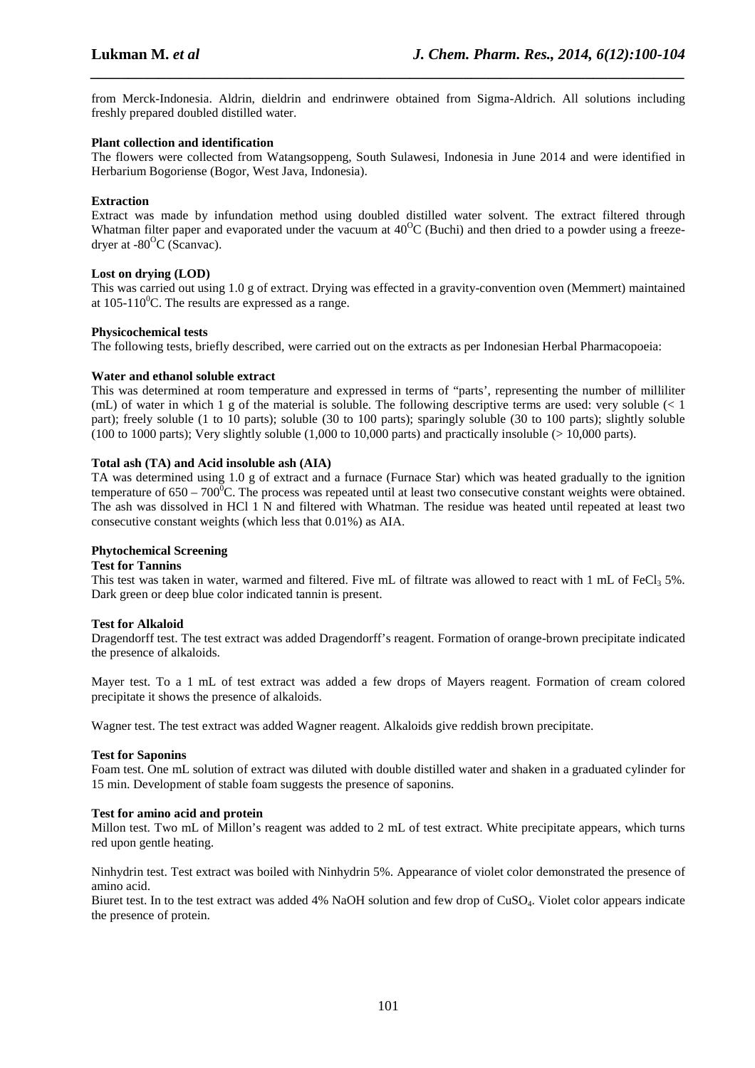from Merck-Indonesia. Aldrin, dieldrin and endrinwere obtained from Sigma-Aldrich. All solutions including freshly prepared doubled distilled water.

**Plant collection and identification**

The flowers were collected from Watangsoppeng, South Sulawesi, Indonesia in June 2014 and were identified in Herbarium Bogoriense (Bogor, West Java, Indonesia).

**Extraction**

Extract was made by infundation method using doubled distilled water solvent. The extract filtered through Whatman filter paper and evaporated under the vacuum at $40^{O}C$ (Buchi) and then dried to a powder using a freeze-dryer at $-80^{O}C$ (Scanvac).

**Lost on drying (LOD)**

This was carried out using 1.0 g of extract. Drying was effected in a gravity-convention oven (Memmert) maintained at $105\text{-}110^{0}C$. The results are expressed as a range.

**Physicochemical tests**

The following tests, briefly described, were carried out on the extracts as per Indonesian Herbal Pharmacopoeia:

**Water and ethanol soluble extract**

This was determined at room temperature and expressed in terms of "parts', representing the number of milliliter (mL) of water in which 1 g of the material is soluble. The following descriptive terms are used: very soluble (< 1 part); freely soluble (1 to 10 parts); soluble (30 to 100 parts); sparingly soluble (30 to 100 parts); slightly soluble (100 to 1000 parts); Very slightly soluble (1,000 to 10,000 parts) and practically insoluble (> 10,000 parts).

**Total ash (TA) and Acid insoluble ash (AIA)**

TA was determined using 1.0 g of extract and a furnace (Furnace Star) which was heated gradually to the ignition temperature of $650 – 700^{0}C$. The process was repeated until at least two consecutive constant weights were obtained. The ash was dissolved in HCl 1 N and filtered with Whatman. The residue was heated until repeated at least two consecutive constant weights (which less that 0.01%) as AIA.

**Phytochemical Screening**

**Test for Tannins**

This test was taken in water, warmed and filtered. Five mL of filtrate was allowed to react with 1 mL of $FeCl_3$ 5%. Dark green or deep blue color indicated tannin is present.

**Test for Alkaloid**

Dragendorff test. The test extract was added Dragendorff's reagent. Formation of orange-brown precipitate indicated the presence of alkaloids.

Mayer test. To a 1 mL of test extract was added a few drops of Mayers reagent. Formation of cream colored precipitate it shows the presence of alkaloids.

Wagner test. The test extract was added Wagner reagent. Alkaloids give reddish brown precipitate.

**Test for Saponins**

Foam test. One mL solution of extract was diluted with double distilled water and shaken in a graduated cylinder for 15 min. Development of stable foam suggests the presence of saponins.

**Test for amino acid and protein**

Millon test. Two mL of Millon's reagent was added to 2 mL of test extract. White precipitate appears, which turns red upon gentle heating.

Ninhydrin test. Test extract was boiled with Ninhydrin 5%. Appearance of violet color demonstrated the presence of amino acid.

Biuret test. In to the test extract was added 4% NaOH solution and few drop of $CuSO_4$. Violet color appears indicate the presence of protein.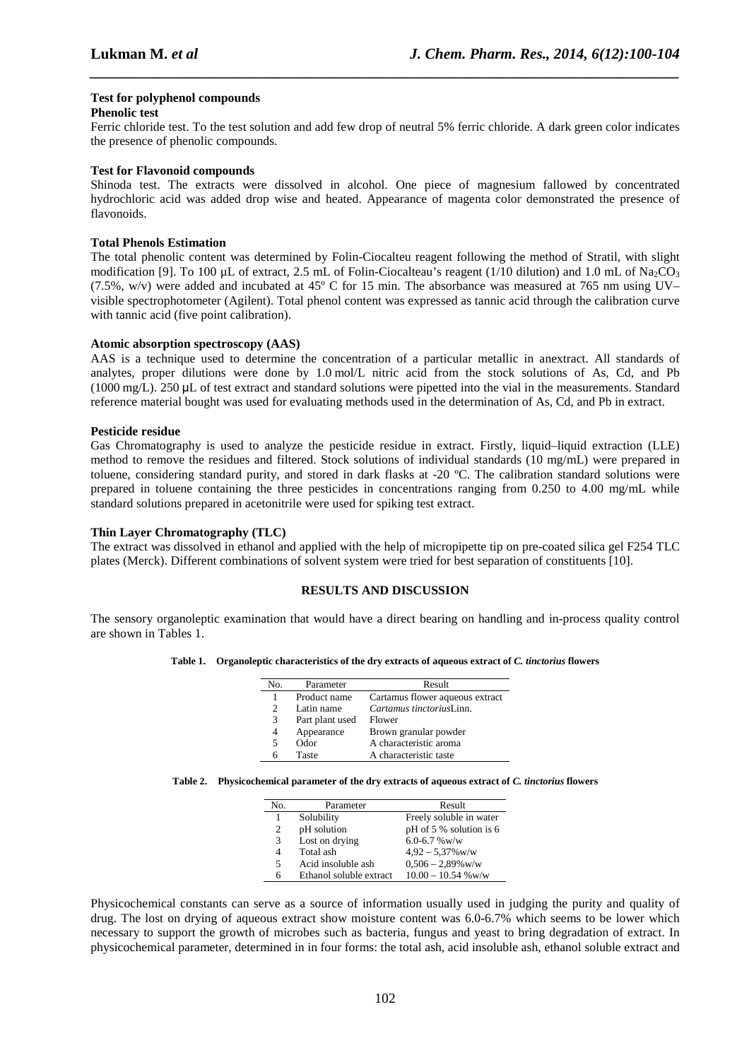**Test for polyphenol compounds**

**Phenolic test**

Ferric chloride test. To the test solution and add few drop of neutral 5% ferric chloride. A dark green color indicates the presence of phenolic compounds.

**Test for Flavonoid compounds**

Shinoda test. The extracts were dissolved in alcohol. One piece of magnesium fallowed by concentrated hydrochloric acid was added drop wise and heated. Appearance of magenta color demonstrated the presence of flavonoids.

**Total Phenols Estimation**

The total phenolic content was determined by Folin-Ciocalteu reagent following the method of Stratil, with slight modification [9]. To 100 µL of extract, 2.5 mL of Folin-Ciocalteau's reagent (1/10 dilution) and 1.0 mL of $Na_2CO_3$ (7.5%, w/v) were added and incubated at 45º C for 15 min. The absorbance was measured at 765 nm using UV–visible spectrophotometer (Agilent). Total phenol content was expressed as tannic acid through the calibration curve with tannic acid (five point calibration).

**Atomic absorption spectroscopy (AAS)**

AAS is a technique used to determine the concentration of a particular metallic in anextract. All standards of analytes, proper dilutions were done by 1.0 mol/L nitric acid from the stock solutions of As, Cd, and Pb (1000 mg/L). 250 µL of test extract and standard solutions were pipetted into the vial in the measurements. Standard reference material bought was used for evaluating methods used in the determination of As, Cd, and Pb in extract.

**Pesticide residue**

Gas Chromatography is used to analyze the pesticide residue in extract. Firstly, liquid–liquid extraction (LLE) method to remove the residues and filtered. Stock solutions of individual standards (10 mg/mL) were prepared in toluene, considering standard purity, and stored in dark flasks at -20 ºC. The calibration standard solutions were prepared in toluene containing the three pesticides in concentrations ranging from 0.250 to 4.00 mg/mL while standard solutions prepared in acetonitrile were used for spiking test extract.

**Thin Layer Chromatography (TLC)**

The extract was dissolved in ethanol and applied with the help of micropipette tip on pre-coated silica gel F254 TLC plates (Merck). Different combinations of solvent system were tried for best separation of constituents [10].

## RESULTS AND DISCUSSION

The sensory organoleptic examination that would have a direct bearing on handling and in-process quality control are shown in Tables 1.

**Table 1. Organoleptic characteristics of the dry extracts of aqueous extract of *C. tinctorius* flowers**

| No. | Parameter | Result |
|---|---|---|
| 1 | Product name | Cartamus flower aqueous extract |
| 2 | Latin name | *Cartamus tinctorius*Linn. |
| 3 | Part plant used | Flower |
| 4 | Appearance | Brown granular powder |
| 5 | Odor | A characteristic aroma |
| 6 | Taste | A characteristic taste |

**Table 2. Physicochemical parameter of the dry extracts of aqueous extract of *C. tinctorius* flowers**

| No. | Parameter | Result |
|---|---|---|
| 1 | Solubility | Freely soluble in water |
| 2 | pH solution | pH of 5 % solution is 6 |
| 3 | Lost on drying | 6.0-6.7 %w/w |
| 4 | Total ash | 4,92 – 5,37%w/w |
| 5 | Acid insoluble ash | 0,506 – 2,89%w/w |
| 6 | Ethanol soluble extract | 10.00 – 10.54 %w/w |

Physicochemical constants can serve as a source of information usually used in judging the purity and quality of drug. The lost on drying of aqueous extract show moisture content was 6.0-6.7% which seems to be lower which necessary to support the growth of microbes such as bacteria, fungus and yeast to bring degradation of extract. In physicochemical parameter, determined in in four forms: the total ash, acid insoluble ash, ethanol soluble extract and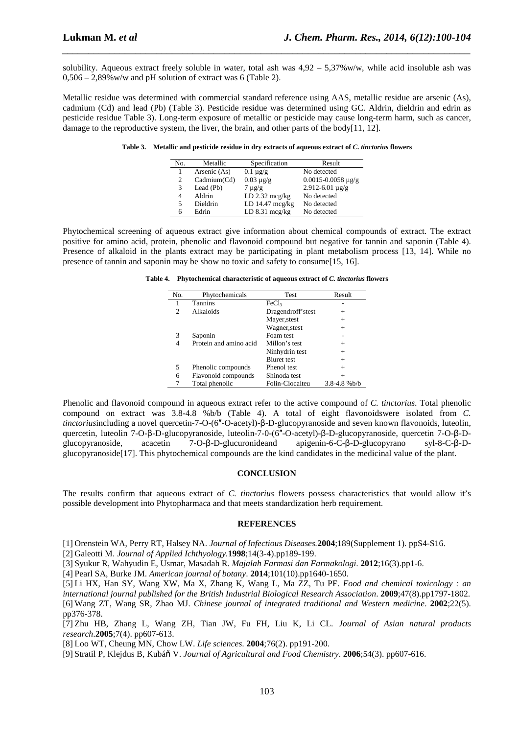solubility. Aqueous extract freely soluble in water, total ash was 4,92 – 5,37%w/w, while acid insoluble ash was 0,506 – 2,89%w/w and pH solution of extract was 6 (Table 2).

Metallic residue was determined with commercial standard reference using AAS, metallic residue are arsenic (As), cadmium (Cd) and lead (Pb) (Table 3). Pesticide residue was determined using GC. Aldrin, dieldrin and edrin as pesticide residue Table 3). Long-term exposure of metallic or pesticide may cause long-term harm, such as cancer, damage to the reproductive system, the liver, the brain, and other parts of the body[11, 12].

**Table 3. Metallic and pesticide residue in dry extracts of aqueous extract of *C. tinctorius* flowers**

| No. | Metallic | Specification | Result |
|---|---|---|---|
| 1 | Arsenic (As) | 0.1 µg/g | No detected |
| 2 | Cadmium(Cd) | 0.03 µg/g | 0.0015-0.0058 µg/g |
| 3 | Lead (Pb) | 7 µg/g | 2.912-6.01 µg/g |
| 4 | Aldrin | LD 2.32 mcg/kg | No detected |
| 5 | Dieldrin | LD 14.47 mcg/kg | No detected |
| 6 | Edrin | LD 8.31 mcg/kg | No detected |

Phytochemical screening of aqueous extract give information about chemical compounds of extract. The extract positive for amino acid, protein, phenolic and flavonoid compound but negative for tannin and saponin (Table 4). Presence of alkaloid in the plants extract may be participating in plant metabolism process [13, 14]. While no presence of tannin and saponin may be show no toxic and safety to consume[15, 16].

**Table 4. Phytochemical characteristic of aqueous extract of *C. tinctorius* flowers**

| No. | Phytochemicals | Test | Result |
|---|---|---|---|
| 1 | Tannins | $FeCl_3$ | - |
| 2 | Alkaloids | Dragendroff'stest | + |
| | | Mayer,stest | + |
| | | Wagner,stest | + |
| 3 | Saponin | Foam test | - |
| 4 | Protein and amino acid | Millon's test | + |
| | | Ninhydrin test | + |
| | | Biuret test | + |
| 5 | Phenolic compounds | Phenol test | + |
| 6 | Flavonoid compounds | Shinoda test | + |
| 7 | Total phenolic | Folin-Ciocalteu | 3.8-4.8 %b/b |

Phenolic and flavonoid compound in aqueous extract refer to the active compound of *C. tinctorius*. Total phenolic compound on extract was 3.8-4.8 %b/b (Table 4). A total of eight flavonoidswere isolated from *C. tinctorius*including a novel quercetin-7-O-(6″-O-acetyl)-β-D-glucopyranoside and seven known flavonoids, luteolin, quercetin, luteolin 7-O-β-D-glucopyranoside, luteolin-7-0-(6″-O-acetyl)-β-D-glucopyranoside, quercetin 7-O-β-D-glucopyranoside, acacetin 7-O-β-D-glucuronideand apigenin-6-C-β-D-glucopyrano syl-8-C-β-D-glucopyranoside[17]. This phytochemical compounds are the kind candidates in the medicinal value of the plant.

## CONCLUSION

The results confirm that aqueous extract of *C. tinctorius* flowers possess characteristics that would allow it's possible development into Phytopharmaca and that meets standardization herb requirement.

## REFERENCES

[1] Orenstein WA, Perry RT, Halsey NA. *Journal of Infectious Diseases.* **2004**;189(Supplement 1). ppS4-S16.

[2] Galeotti M. *Journal of Applied Ichthyology*.**1998**;14(3-4).pp189-199.

[3] Syukur R, Wahyudin E, Usmar, Masadah R. *Majalah Farmasi dan Farmakologi.* **2012**;16(3).pp1-6.

[4] Pearl SA, Burke JM. *American journal of botany*. **2014**;101(10).pp1640-1650.

[5] Li HX, Han SY, Wang XW, Ma X, Zhang K, Wang L, Ma ZZ, Tu PF. *Food and chemical toxicology : an international journal published for the British Industrial Biological Research Association*. **2009**;47(8).pp1797-1802.

[6] Wang ZT, Wang SR, Zhao MJ. *Chinese journal of integrated traditional and Western medicine*. **2002**;22(5). pp376-378.

[7] Zhu HB, Zhang L, Wang ZH, Tian JW, Fu FH, Liu K, Li CL. *Journal of Asian natural products research*.**2005**;7(4). pp607-613.

[8] Loo WT, Cheung MN, Chow LW. *Life sciences.* **2004**;76(2). pp191-200.

[9] Stratil P, Klejdus B, Kubáň V. *Journal of Agricultural and Food Chemistry*. **2006**;54(3). pp607-616.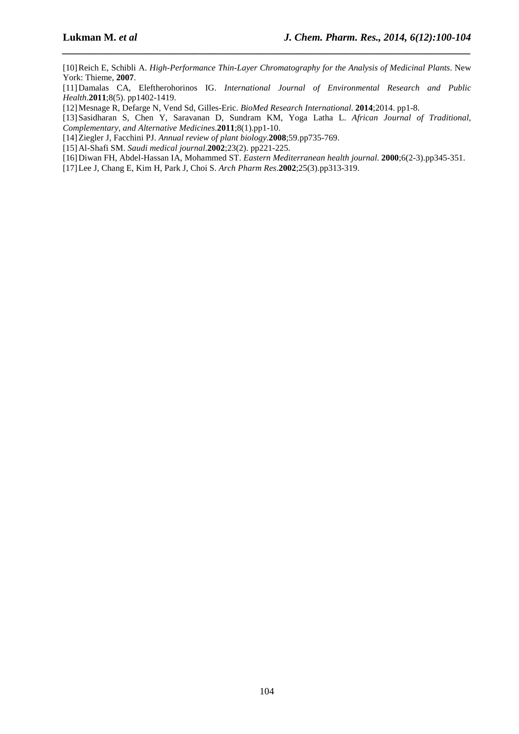[10] Reich E, Schibli A. *High-Performance Thin-Layer Chromatography for the Analysis of Medicinal Plants*. New York: Thieme, **2007**.

[11] Damalas CA, Eleftherohorinos IG. *International Journal of Environmental Research and Public Health*.**2011**;8(5). pp1402-1419.

[12] Mesnage R, Defarge N, Vend Sd, Gilles-Eric. *BioMed Research International.* **2014**;2014. pp1-8.

[13] Sasidharan S, Chen Y, Saravanan D, Sundram KM, Yoga Latha L. *African Journal of Traditional, Complementary, and Alternative Medicines*.**2011**;8(1).pp1-10.

[14] Ziegler J, Facchini PJ. *Annual review of plant biology*.**2008**;59.pp735-769.

[15] Al-Shafi SM. *Saudi medical journal*.**2002**;23(2). pp221-225.

[16] Diwan FH, Abdel-Hassan IA, Mohammed ST. *Eastern Mediterranean health journal*. **2000**;6(2-3).pp345-351.

[17] Lee J, Chang E, Kim H, Park J, Choi S. *Arch Pharm Res*.**2002**;25(3).pp313-319.